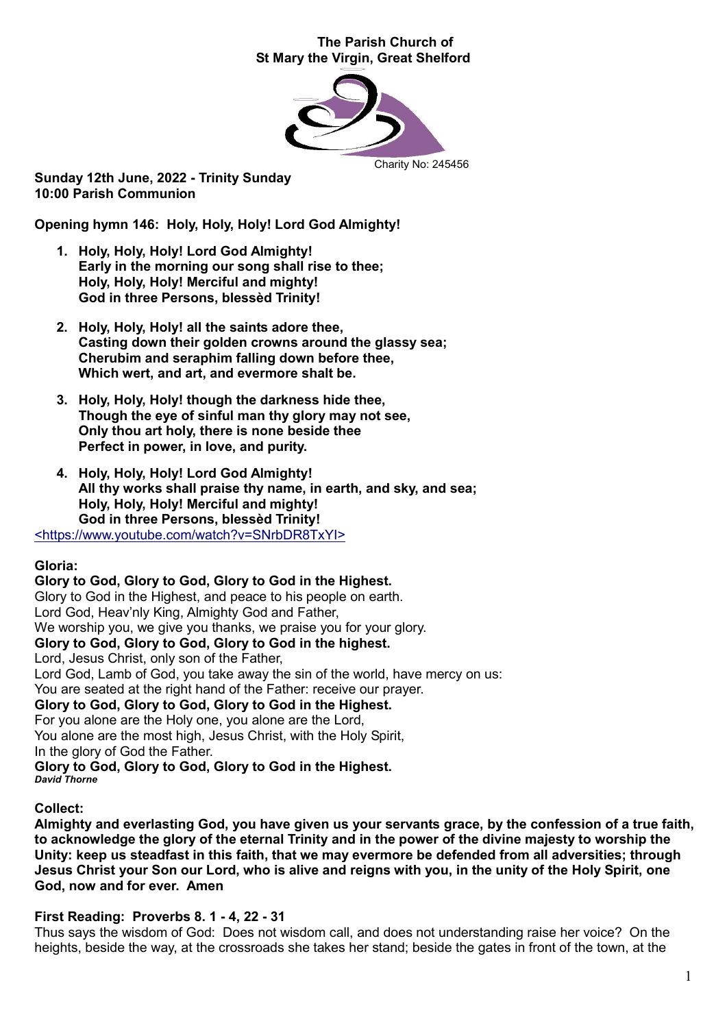**The Parish Church of**
**St Mary the Virgin, Great Shelford**

Charity No: 245456

**Sunday 12th June, 2022 - Trinity Sunday**
**10:00 Parish Communion**

**Opening hymn 146: Holy, Holy, Holy! Lord God Almighty!**

1. **Holy, Holy, Holy! Lord God Almighty!**
   **Early in the morning our song shall rise to thee;**
   **Holy, Holy, Holy! Merciful and mighty!**
   **God in three Persons, blessèd Trinity!**

2. **Holy, Holy, Holy! all the saints adore thee,**
   **Casting down their golden crowns around the glassy sea;**
   **Cherubim and seraphim falling down before thee,**
   **Which wert, and art, and evermore shalt be.**

3. **Holy, Holy, Holy! though the darkness hide thee,**
   **Though the eye of sinful man thy glory may not see,**
   **Only thou art holy, there is none beside thee**
   **Perfect in power, in love, and purity.**

4. **Holy, Holy, Holy! Lord God Almighty!**
   **All thy works shall praise thy name, in earth, and sky, and sea;**
   **Holy, Holy, Holy! Merciful and mighty!**
   **God in three Persons, blessèd Trinity!**

<https://www.youtube.com/watch?v=SNrbDR8TxYI>

**Gloria:**
**Glory to God, Glory to God, Glory to God in the Highest.**
Glory to God in the Highest, and peace to his people on earth.
Lord God, Heav'nly King, Almighty God and Father,
We worship you, we give you thanks, we praise you for your glory.
**Glory to God, Glory to God, Glory to God in the highest.**
Lord, Jesus Christ, only son of the Father,
Lord God, Lamb of God, you take away the sin of the world, have mercy on us:
You are seated at the right hand of the Father: receive our prayer.
**Glory to God, Glory to God, Glory to God in the Highest.**
For you alone are the Holy one, you alone are the Lord,
You alone are the most high, Jesus Christ, with the Holy Spirit,
In the glory of God the Father.
**Glory to God, Glory to God, Glory to God in the Highest.**
***David Thorne***

**Collect:**
**Almighty and everlasting God, you have given us your servants grace, by the confession of a true faith, to acknowledge the glory of the eternal Trinity and in the power of the divine majesty to worship the Unity: keep us steadfast in this faith, that we may evermore be defended from all adversities; through Jesus Christ your Son our Lord, who is alive and reigns with you, in the unity of the Holy Spirit, one God, now and for ever. Amen**

**First Reading: Proverbs 8. 1 - 4, 22 - 31**
Thus says the wisdom of God: Does not wisdom call, and does not understanding raise her voice? On the heights, beside the way, at the crossroads she takes her stand; beside the gates in front of the town, at the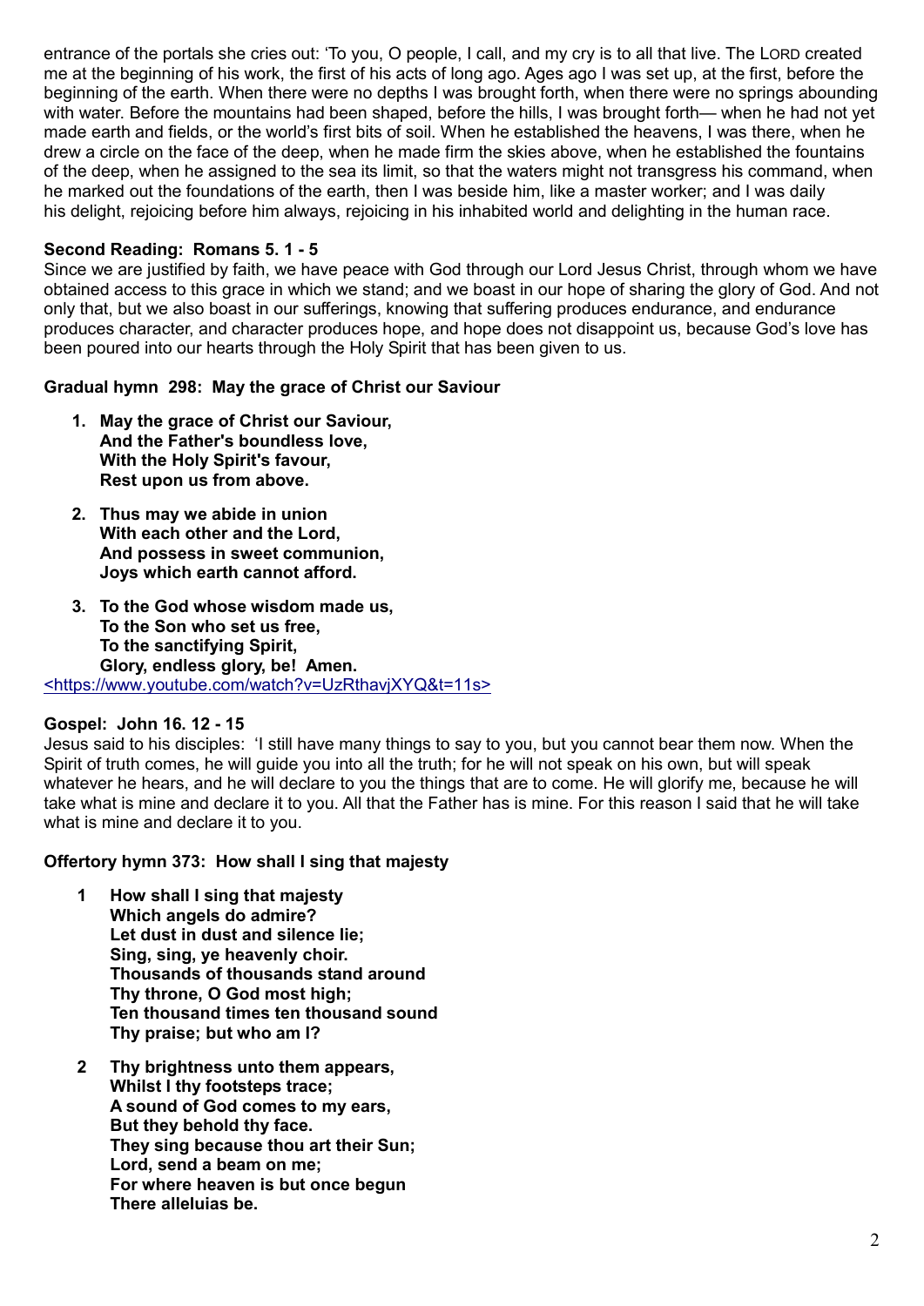entrance of the portals she cries out: 'To you, O people, I call, and my cry is to all that live. The LORD created me at the beginning of his work, the first of his acts of long ago. Ages ago I was set up, at the first, before the beginning of the earth. When there were no depths I was brought forth, when there were no springs abounding with water. Before the mountains had been shaped, before the hills, I was brought forth— when he had not yet made earth and fields, or the world's first bits of soil. When he established the heavens, I was there, when he drew a circle on the face of the deep, when he made firm the skies above, when he established the fountains of the deep, when he assigned to the sea its limit, so that the waters might not transgress his command, when he marked out the foundations of the earth, then I was beside him, like a master worker; and I was daily his delight, rejoicing before him always, rejoicing in his inhabited world and delighting in the human race.

**Second Reading: Romans 5. 1 - 5**

Since we are justified by faith, we have peace with God through our Lord Jesus Christ, through whom we have obtained access to this grace in which we stand; and we boast in our hope of sharing the glory of God. And not only that, but we also boast in our sufferings, knowing that suffering produces endurance, and endurance produces character, and character produces hope, and hope does not disappoint us, because God's love has been poured into our hearts through the Holy Spirit that has been given to us.

**Gradual hymn 298: May the grace of Christ our Saviour**

1. **May the grace of Christ our Saviour,**
   **And the Father's boundless love,**
   **With the Holy Spirit's favour,**
   **Rest upon us from above.**

2. **Thus may we abide in union**
   **With each other and the Lord,**
   **And possess in sweet communion,**
   **Joys which earth cannot afford.**

3. **To the God whose wisdom made us,**
   **To the Son who set us free,**
   **To the sanctifying Spirit,**
   **Glory, endless glory, be! Amen.**

<https://www.youtube.com/watch?v=UzRthavjXYQ&t=11s>

**Gospel: John 16. 12 - 15**

Jesus said to his disciples: 'I still have many things to say to you, but you cannot bear them now. When the Spirit of truth comes, he will guide you into all the truth; for he will not speak on his own, but will speak whatever he hears, and he will declare to you the things that are to come. He will glorify me, because he will take what is mine and declare it to you. All that the Father has is mine. For this reason I said that he will take what is mine and declare it to you.

**Offertory hymn 373: How shall I sing that majesty**

1. **How shall I sing that majesty**
   **Which angels do admire?**
   **Let dust in dust and silence lie;**
   **Sing, sing, ye heavenly choir.**
   **Thousands of thousands stand around**
   **Thy throne, O God most high;**
   **Ten thousand times ten thousand sound**
   **Thy praise; but who am I?**

2. **Thy brightness unto them appears,**
   **Whilst I thy footsteps trace;**
   **A sound of God comes to my ears,**
   **But they behold thy face.**
   **They sing because thou art their Sun;**
   **Lord, send a beam on me;**
   **For where heaven is but once begun**
   **There alleluias be.**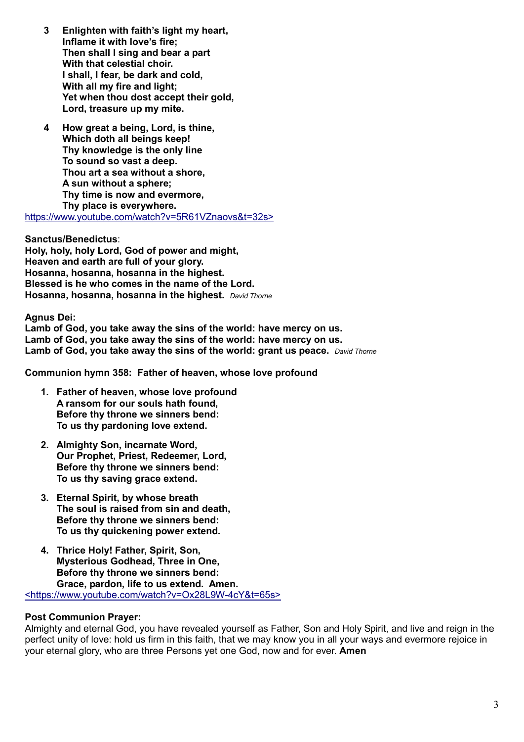3 **Enlighten with faith's light my heart,**
**Inflame it with love's fire;**
**Then shall I sing and bear a part**
**With that celestial choir.**
**I shall, I fear, be dark and cold,**
**With all my fire and light;**
**Yet when thou dost accept their gold,**
**Lord, treasure up my mite.**

4 **How great a being, Lord, is thine,**
**Which doth all beings keep!**
**Thy knowledge is the only line**
**To sound so vast a deep.**
**Thou art a sea without a shore,**
**A sun without a sphere;**
**Thy time is now and evermore,**
**Thy place is everywhere.**

https://www.youtube.com/watch?v=5R61VZnaovs&t=32s>

**Sanctus/Benedictus**:
**Holy, holy, holy Lord, God of power and might,**
**Heaven and earth are full of your glory.**
**Hosanna, hosanna, hosanna in the highest.**
**Blessed is he who comes in the name of the Lord.**
**Hosanna, hosanna, hosanna in the highest.** *David Thorne*

**Agnus Dei:**
**Lamb of God, you take away the sins of the world: have mercy on us.**
**Lamb of God, you take away the sins of the world: have mercy on us.**
**Lamb of God, you take away the sins of the world: grant us peace.** *David Thorne*

**Communion hymn 358: Father of heaven, whose love profound**

1. **Father of heaven, whose love profound**
   **A ransom for our souls hath found,**
   **Before thy throne we sinners bend:**
   **To us thy pardoning love extend.**

2. **Almighty Son, incarnate Word,**
   **Our Prophet, Priest, Redeemer, Lord,**
   **Before thy throne we sinners bend:**
   **To us thy saving grace extend.**

3. **Eternal Spirit, by whose breath**
   **The soul is raised from sin and death,**
   **Before thy throne we sinners bend:**
   **To us thy quickening power extend.**

4. **Thrice Holy! Father, Spirit, Son,**
   **Mysterious Godhead, Three in One,**
   **Before thy throne we sinners bend:**
   **Grace, pardon, life to us extend. Amen.**

<https://www.youtube.com/watch?v=Ox28L9W-4cY&t=65s>

**Post Communion Prayer:**
Almighty and eternal God, you have revealed yourself as Father, Son and Holy Spirit, and live and reign in the perfect unity of love: hold us firm in this faith, that we may know you in all your ways and evermore rejoice in your eternal glory, who are three Persons yet one God, now and for ever. **Amen**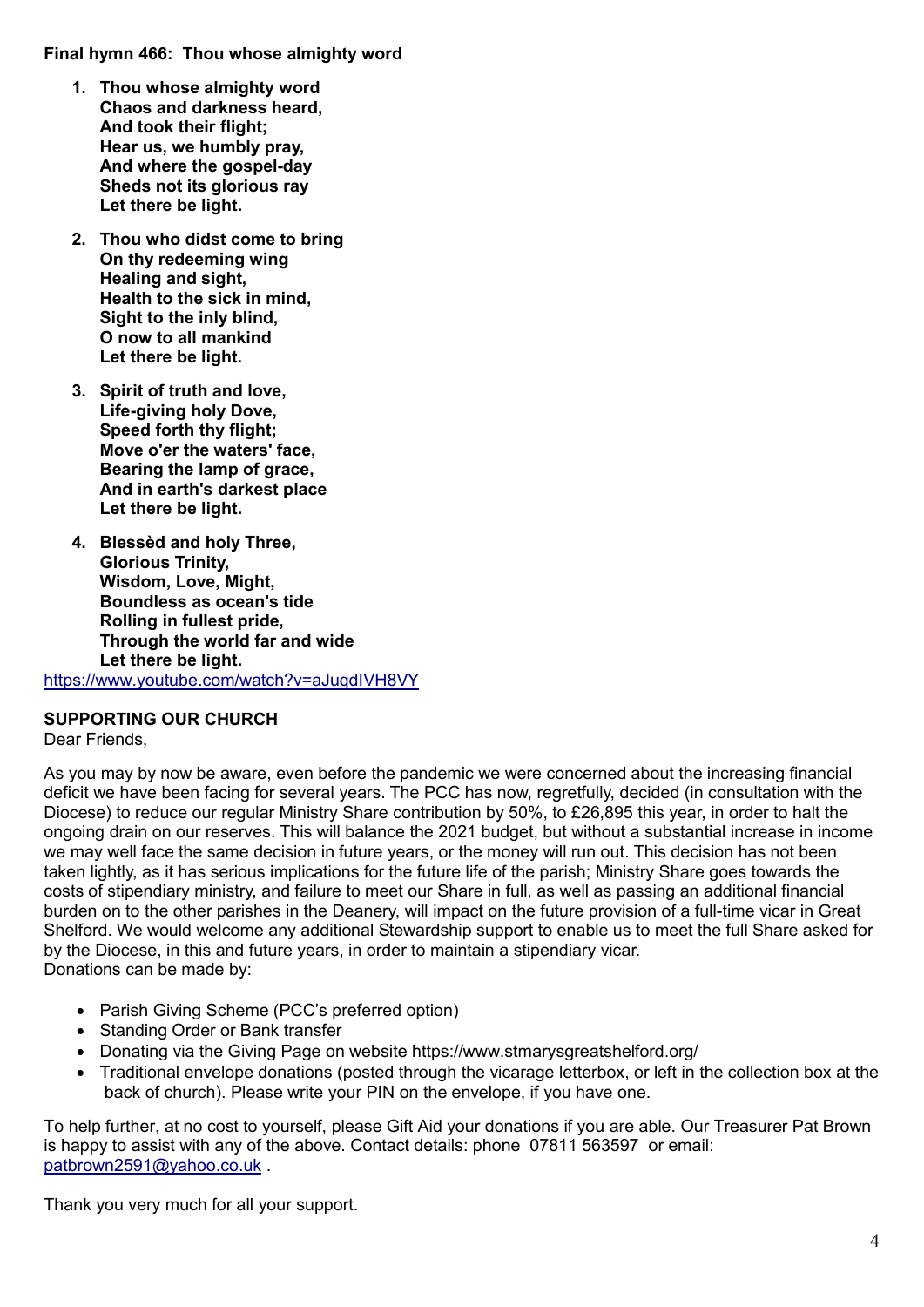**Final hymn 466: Thou whose almighty word**

1. **Thou whose almighty word**
   **Chaos and darkness heard,**
   **And took their flight;**
   **Hear us, we humbly pray,**
   **And where the gospel-day**
   **Sheds not its glorious ray**
   **Let there be light.**

2. **Thou who didst come to bring**
   **On thy redeeming wing**
   **Healing and sight,**
   **Health to the sick in mind,**
   **Sight to the inly blind,**
   **O now to all mankind**
   **Let there be light.**

3. **Spirit of truth and love,**
   **Life-giving holy Dove,**
   **Speed forth thy flight;**
   **Move o'er the waters' face,**
   **Bearing the lamp of grace,**
   **And in earth's darkest place**
   **Let there be light.**

4. **Blessèd and holy Three,**
   **Glorious Trinity,**
   **Wisdom, Love, Might,**
   **Boundless as ocean's tide**
   **Rolling in fullest pride,**
   **Through the world far and wide**
   **Let there be light.**

https://www.youtube.com/watch?v=aJuqdIVH8VY

**SUPPORTING OUR CHURCH**

Dear Friends,

As you may by now be aware, even before the pandemic we were concerned about the increasing financial deficit we have been facing for several years. The PCC has now, regretfully, decided (in consultation with the Diocese) to reduce our regular Ministry Share contribution by 50%, to £26,895 this year, in order to halt the ongoing drain on our reserves. This will balance the 2021 budget, but without a substantial increase in income we may well face the same decision in future years, or the money will run out. This decision has not been taken lightly, as it has serious implications for the future life of the parish; Ministry Share goes towards the costs of stipendiary ministry, and failure to meet our Share in full, as well as passing an additional financial burden on to the other parishes in the Deanery, will impact on the future provision of a full-time vicar in Great Shelford. We would welcome any additional Stewardship support to enable us to meet the full Share asked for by the Diocese, in this and future years, in order to maintain a stipendiary vicar.

Donations can be made by:

- Parish Giving Scheme (PCC's preferred option)
- Standing Order or Bank transfer
- Donating via the Giving Page on website https://www.stmarysgreatshelford.org/
- Traditional envelope donations (posted through the vicarage letterbox, or left in the collection box at the back of church). Please write your PIN on the envelope, if you have one.

To help further, at no cost to yourself, please Gift Aid your donations if you are able. Our Treasurer Pat Brown is happy to assist with any of the above. Contact details: phone 07811 563597 or email: patbrown2591@yahoo.co.uk .

Thank you very much for all your support.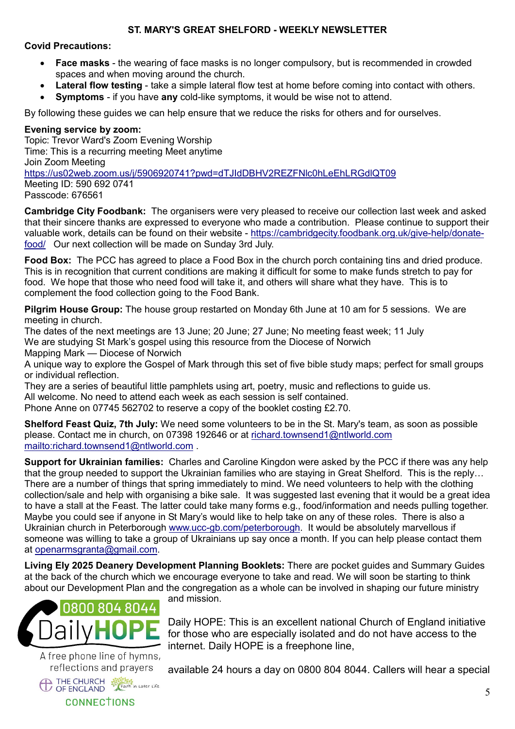## ST. MARY'S GREAT SHELFORD - WEEKLY NEWSLETTER

**Covid Precautions:**

- **Face masks** - the wearing of face masks is no longer compulsory, but is recommended in crowded spaces and when moving around the church.
- **Lateral flow testing** - take a simple lateral flow test at home before coming into contact with others.
- **Symptoms** - if you have **any** cold-like symptoms, it would be wise not to attend.

By following these guides we can help ensure that we reduce the risks for others and for ourselves.

**Evening service by zoom:**
Topic: Trevor Ward's Zoom Evening Worship
Time: This is a recurring meeting Meet anytime
Join Zoom Meeting
https://us02web.zoom.us/j/5906920741?pwd=dTJIdDBHV2REZFNlc0hLeEhLRGdlQT09
Meeting ID: 590 692 0741
Passcode: 676561

**Cambridge City Foodbank:** The organisers were very pleased to receive our collection last week and asked that their sincere thanks are expressed to everyone who made a contribution. Please continue to support their valuable work, details can be found on their website - https://cambridgecity.foodbank.org.uk/give-help/donate-food/ Our next collection will be made on Sunday 3rd July.

**Food Box:** The PCC has agreed to place a Food Box in the church porch containing tins and dried produce. This is in recognition that current conditions are making it difficult for some to make funds stretch to pay for food. We hope that those who need food will take it, and others will share what they have. This is to complement the food collection going to the Food Bank.

**Pilgrim House Group:** The house group restarted on Monday 6th June at 10 am for 5 sessions. We are meeting in church.
The dates of the next meetings are 13 June; 20 June; 27 June; No meeting feast week; 11 July
We are studying St Mark's gospel using this resource from the Diocese of Norwich
Mapping Mark — Diocese of Norwich
A unique way to explore the Gospel of Mark through this set of five bible study maps; perfect for small groups or individual reflection.
They are a series of beautiful little pamphlets using art, poetry, music and reflections to guide us.
All welcome. No need to attend each week as each session is self contained.
Phone Anne on 07745 562702 to reserve a copy of the booklet costing £2.70.

**Shelford Feast Quiz, 7th July:** We need some volunteers to be in the St. Mary's team, as soon as possible please. Contact me in church, on 07398 192646 or at richard.townsend1@ntlworld.com mailto:richard.townsend1@ntlworld.com .

**Support for Ukrainian families:** Charles and Caroline Kingdon were asked by the PCC if there was any help that the group needed to support the Ukrainian families who are staying in Great Shelford. This is the reply… There are a number of things that spring immediately to mind. We need volunteers to help with the clothing collection/sale and help with organising a bike sale. It was suggested last evening that it would be a great idea to have a stall at the Feast. The latter could take many forms e.g., food/information and needs pulling together. Maybe you could see if anyone in St Mary's would like to help take on any of these roles. There is also a Ukrainian church in Peterborough www.ucc-gb.com/peterborough. It would be absolutely marvellous if someone was willing to take a group of Ukrainians up say once a month. If you can help please contact them at openarmsgranta@gmail.com.

**Living Ely 2025 Deanery Development Planning Booklets:** There are pocket guides and Summary Guides at the back of the church which we encourage everyone to take and read. We will soon be starting to think about our Development Plan and the congregation as a whole can be involved in shaping our future ministry and mission.

0800 804 8044 DailyHOPE
A free phone line of hymns, reflections and prayers
THE CHURCH OF ENGLAND · Faith in Later Life
CONNECTIONS

Daily HOPE: This is an excellent national Church of England initiative for those who are especially isolated and do not have access to the internet. Daily HOPE is a freephone line,

available 24 hours a day on 0800 804 8044. Callers will hear a special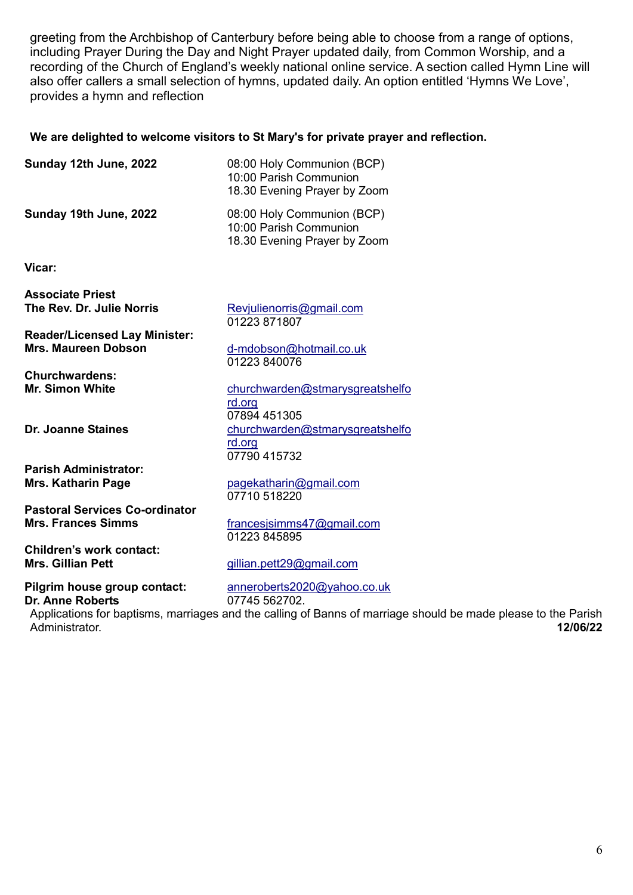greeting from the Archbishop of Canterbury before being able to choose from a range of options, including Prayer During the Day and Night Prayer updated daily, from Common Worship, and a recording of the Church of England's weekly national online service. A section called Hymn Line will also offer callers a small selection of hymns, updated daily. An option entitled 'Hymns We Love', provides a hymn and reflection

**We are delighted to welcome visitors to St Mary's for private prayer and reflection.**

| | |
|---|---|
| **Sunday 12th June, 2022** | 08:00 Holy Communion (BCP)<br>10:00 Parish Communion<br>18.30 Evening Prayer by Zoom |
| **Sunday 19th June, 2022** | 08:00 Holy Communion (BCP)<br>10:00 Parish Communion<br>18.30 Evening Prayer by Zoom |

**Vicar:**

| | |
|---|---|
| **Associate Priest**<br>**The Rev. Dr. Julie Norris** | Revjulienorris@gmail.com<br>01223 871807 |
| **Reader/Licensed Lay Minister:**<br>**Mrs. Maureen Dobson** | d-mdobson@hotmail.co.uk<br>01223 840076 |
| **Churchwardens:**<br>**Mr. Simon White** | churchwarden@stmarysgreatshelford.org<br>07894 451305 |
| **Dr. Joanne Staines** | churchwarden@stmarysgreatshelford.org<br>07790 415732 |
| **Parish Administrator:**<br>**Mrs. Katharin Page** | pagekatharin@gmail.com<br>07710 518220 |
| **Pastoral Services Co-ordinator**<br>**Mrs. Frances Simms** | francesjsimms47@gmail.com<br>01223 845895 |
| **Children's work contact:**<br>**Mrs. Gillian Pett** | gillian.pett29@gmail.com |
| **Pilgrim house group contact:**<br>**Dr. Anne Roberts** | anneroberts2020@yahoo.co.uk<br>07745 562702. |

Applications for baptisms, marriages and the calling of Banns of marriage should be made please to the Parish Administrator.

**12/06/22**